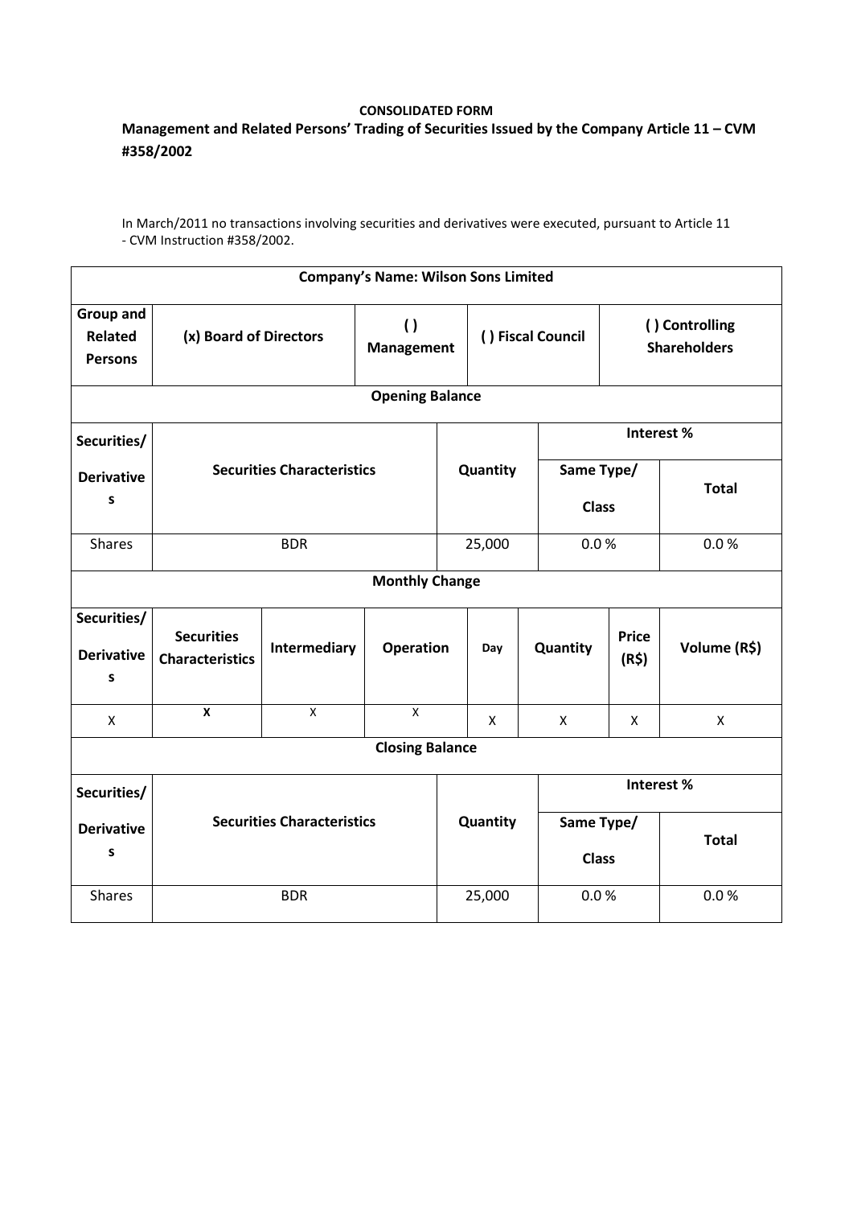**CONSOLIDATED FORM**

**Management and Related Persons' Trading of Securities Issued by the Company Article 11 – CVM #358/2002**

In March/2011 no transactions involving securities and derivatives were executed, pursuant to Article 11 - CVM Instruction #358/2002.

| **Company's Name: Wilson Sons Limited** | | | | | | | |
|---|---|---|---|---|---|---|---|
| **Group and Related Persons** | **(x) Board of Directors** | | **( ) Management** | | **( ) Fiscal Council** | | **( ) Controlling Shareholders** |
| **Opening Balance** | | | | | | | |
| **Securities/ Derivatives** | **Securities Characteristics** | | | **Quantity** | **Interest %** | | |
| | | | | | **Same Type/ Class** | | **Total** |
| Shares | BDR | | | 25,000 | 0.0 % | | 0.0 % |
| **Monthly Change** | | | | | | | |
| **Securities/ Derivatives** | **Securities Characteristics** | **Intermediary** | **Operation** | **Day** | **Quantity** | **Price (R$)** | **Volume (R$)** |
| X | X | X | X | X | X | X | X |
| **Closing Balance** | | | | | | | |
| **Securities/ Derivatives** | **Securities Characteristics** | | | **Quantity** | **Interest %** | | |
| | | | | | **Same Type/ Class** | | **Total** |
| Shares | BDR | | | 25,000 | 0.0 % | | 0.0 % |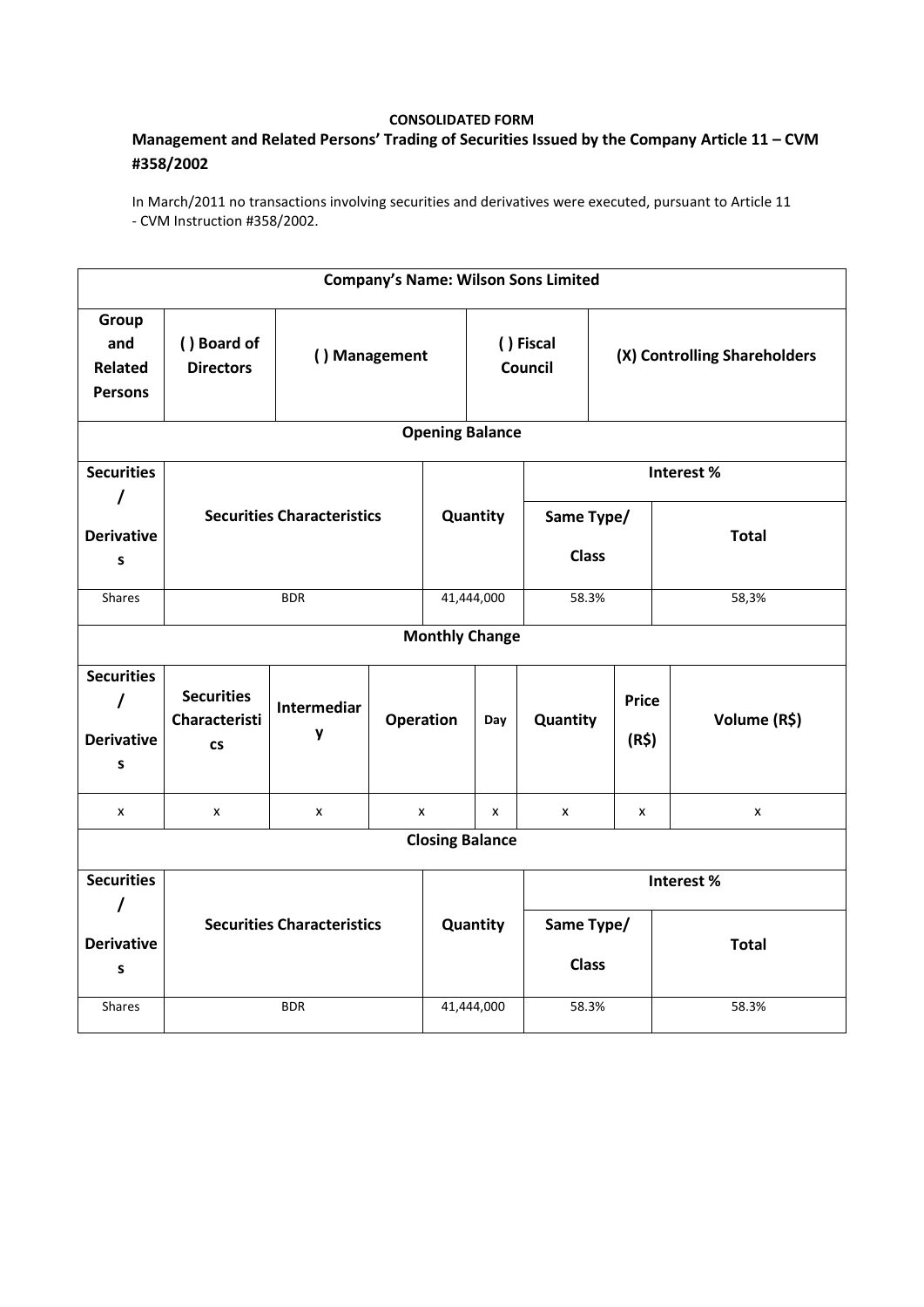**CONSOLIDATED FORM**

**Management and Related Persons' Trading of Securities Issued by the Company Article 11 – CVM #358/2002**

In March/2011 no transactions involving securities and derivatives were executed, pursuant to Article 11 - CVM Instruction #358/2002.

| **Company's Name: Wilson Sons Limited** | | | | | | | |
|---|---|---|---|---|---|---|---|
| **Group and Related Persons** | **( ) Board of Directors** | **( ) Management** | | **( ) Fiscal Council** | **(X) Controlling Shareholders** | | |
| **Opening Balance** | | | | | | | |
| **Securities / Derivatives** | **Securities Characteristics** | | | **Quantity** | **Interest %** | | |
| | | | | | **Same Type/ Class** | | **Total** |
| Shares | BDR | | | 41,444,000 | 58.3% | | 58,3% |
| **Monthly Change** | | | | | | | |
| **Securities / Derivatives** | **Securities Characteristics** | **Intermediary** | **Operation** | **Day** | **Quantity** | **Price (R$)** | **Volume (R$)** |
| x | x | x | x | x | x | x | x |
| **Closing Balance** | | | | | | | |
| **Securities / Derivatives** | **Securities Characteristics** | | | **Quantity** | **Interest %** | | |
| | | | | | **Same Type/ Class** | | **Total** |
| Shares | BDR | | | 41,444,000 | 58.3% | | 58.3% |